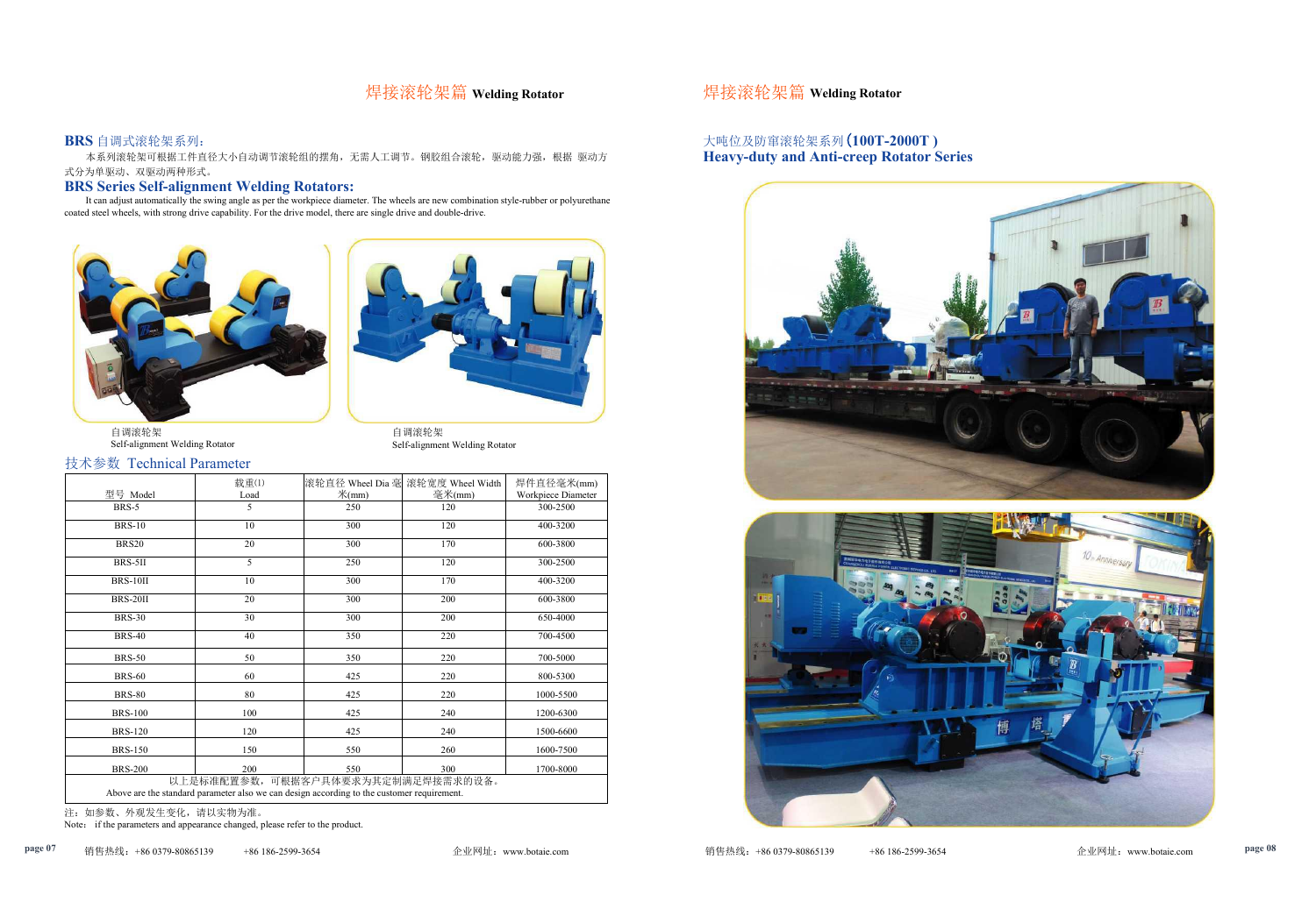# 焊接滚轮架篇 Welding Rotator

## BRS 自调式滚轮架系列：

本系列滚轮架可根据工件直径大小自动调节滚轮组的摆角，无需人工调节。钢胶组合滚轮，驱动能力强，根据 驱动方式分为单驱动、双驱动两种形式。

## BRS Series Self-alignment Welding Rotators:

It can adjust automatically the swing angle as per the workpiece diameter. The wheels are new combination style-rubber or polyurethane coated steel wheels, with strong drive capability. For the drive model, there are single drive and double-drive.

自调滚轮架
Self-alignment Welding Rotator

自调滚轮架
Self-alignment Welding Rotator

### 技术参数 Technical Parameter

| 型号 Model | 载重(t) Load | 滚轮直径 Wheel Dia 毫米(mm) | 滚轮宽度 Wheel Width 毫米(mm) | 焊件直径毫米(mm) Workpiece Diameter |
|---|---|---|---|---|
| BRS-5 | 5 | 250 | 120 | 300-2500 |
| BRS-10 | 10 | 300 | 120 | 400-3200 |
| BRS20 | 20 | 300 | 170 | 600-3800 |
| BRS-5II | 5 | 250 | 120 | 300-2500 |
| BRS-10II | 10 | 300 | 170 | 400-3200 |
| BRS-20II | 20 | 300 | 200 | 600-3800 |
| BRS-30 | 30 | 300 | 200 | 650-4000 |
| BRS-40 | 40 | 350 | 220 | 700-4500 |
| BRS-50 | 50 | 350 | 220 | 700-5000 |
| BRS-60 | 60 | 425 | 220 | 800-5300 |
| BRS-80 | 80 | 425 | 220 | 1000-5500 |
| BRS-100 | 100 | 425 | 240 | 1200-6300 |
| BRS-120 | 120 | 425 | 240 | 1500-6600 |
| BRS-150 | 150 | 550 | 260 | 1600-7500 |
| BRS-200 | 200 | 550 | 300 | 1700-8000 |
| 以上是标准配置参数，可根据客户具体要求为其定制满足焊接需求的设备。Above are the standard parameter also we can design according to the customer requirement. | | | | |

注：如参数、外观发生变化，请以实物为准。
Note： if the parameters and appearance changed, please refer to the product.

# 焊接滚轮架篇 Welding Rotator

## 大吨位及防窜滚轮架系列 (100T-2000T )

## Heavy-duty and Anti-creep Rotator Series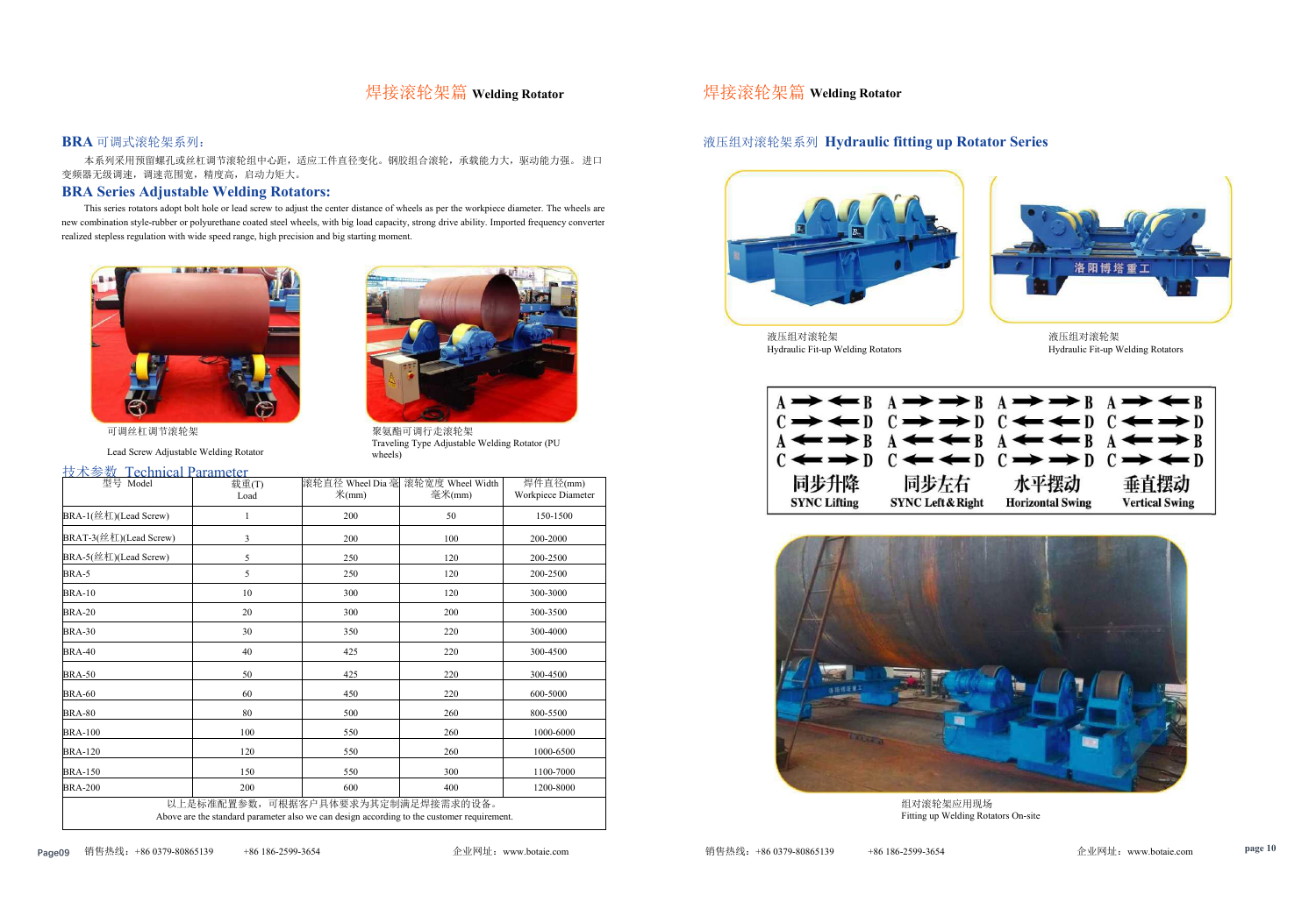# 焊接滚轮架篇 Welding Rotator

## BRA 可调式滚轮架系列:

本系列采用预留螺孔或丝杠调节滚轮组中心距，适应工件直径变化。钢胶组合滚轮，承载能力大，驱动能力强。 进口变频器无级调速，调速范围宽，精度高，启动力矩大。

## BRA Series Adjustable Welding Rotators:

This series rotators adopt bolt hole or lead screw to adjust the center distance of wheels as per the workpiece diameter. The wheels are new combination style-rubber or polyurethane coated steel wheels, with big load capacity, strong drive ability. Imported frequency converter realized stepless regulation with wide speed range, high precision and big starting moment.

可调丝杠调节滚轮架

Lead Screw Adjustable Welding Rotator

聚氨酯可调行走滚轮架

Traveling Type Adjustable Welding Rotator (PU wheels)

### 技术参数 Technical Parameter

| 型号 Model | 载重(T) Load | 滚轮直径 Wheel Dia 毫米(mm) | 滚轮宽度 Wheel Width 毫米(mm) | 焊件直径(mm) Workpiece Diameter |
|---|---|---|---|---|
| BRA-1(丝杠)(Lead Screw) | 1 | 200 | 50 | 150-1500 |
| BRAT-3(丝杠)(Lead Screw) | 3 | 200 | 100 | 200-2000 |
| BRA-5(丝杠)(Lead Screw) | 5 | 250 | 120 | 200-2500 |
| BRA-5 | 5 | 250 | 120 | 200-2500 |
| BRA-10 | 10 | 300 | 120 | 300-3000 |
| BRA-20 | 20 | 300 | 200 | 300-3500 |
| BRA-30 | 30 | 350 | 220 | 300-4000 |
| BRA-40 | 40 | 425 | 220 | 300-4500 |
| BRA-50 | 50 | 425 | 220 | 300-4500 |
| BRA-60 | 60 | 450 | 220 | 600-5000 |
| BRA-80 | 80 | 500 | 260 | 800-5500 |
| BRA-100 | 100 | 550 | 260 | 1000-6000 |
| BRA-120 | 120 | 550 | 260 | 1000-6500 |
| BRA-150 | 150 | 550 | 300 | 1100-7000 |
| BRA-200 | 200 | 600 | 400 | 1200-8000 |

以上是标准配置参数，可根据客户具体要求为其定制满足焊接需求的设备。
Above are the standard parameter also we can design according to the customer requirement.

# 焊接滚轮架篇 Welding Rotator

## 液压组对滚轮架系列 Hydraulic fitting up Rotator Series

液压组对滚轮架
Hydraulic Fit-up Welding Rotators

液压组对滚轮架
Hydraulic Fit-up Welding Rotators

| 同步升降 SYNC Lifting | 同步左右 SYNC Left＆Right | 水平摆动 Horizontal Swing | 垂直摆动 Vertical Swing |
|---|---|---|---|
| A ➡ ⬅ B / C ➡ ⬅ D / A ⬅ ➡ B / C ⬅ ➡ D | A ➡ ➡ B / C ➡ ➡ D / A ⬅ ⬅ B / C ⬅ ⬅ D | A ➡ ➡ B / C ⬅ ⬅ D / A ⬅ ⬅ B / C ➡ ➡ D | A ➡ ⬅ B / C ⬅ ➡ D / A ⬅ ➡ B / C ➡ ⬅ D |

组对滚轮架应用现场
Fitting up Welding Rotators On-site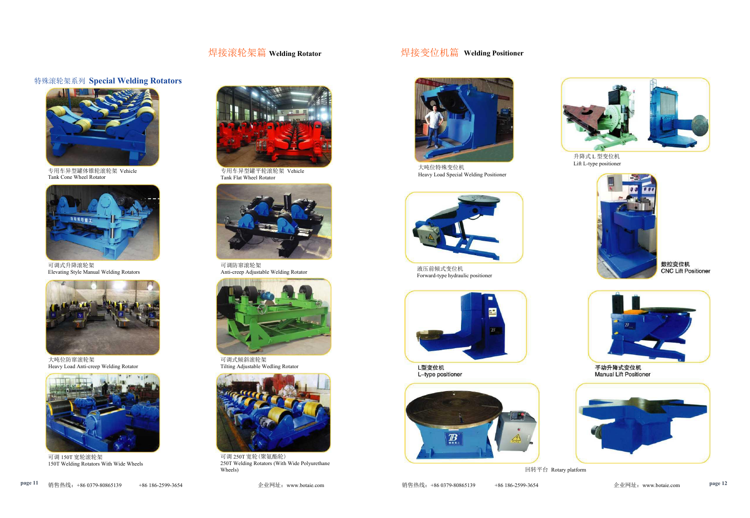# 焊接滚轮架篇 Welding Rotator

## 特殊滚轮架系列 Special Welding Rotators

专用车异型罐体锥轮滚轮架 Vehicle Tank Cone Wheel Rotator

专用车异型罐平轮滚轮架 Vehicle Tank Flat Wheel Rotator

可调式升降滚轮架
Elevating Style Manual Welding Rotators

可调防窜滚轮架
Anti-creep Adjustable Welding Rotator

大吨位防窜滚轮架
Heavy Load Anti-creep Welding Rotator

可调式倾斜滚轮架
Tilting Adjustable Wedling Rotator

可调 150T 宽轮滚轮架
150T Welding Rotators With Wide Wheels

可调 250T 宽轮（聚氨酯轮）
250T Welding Rotators (With Wide Polyurethane Wheels)

销售热线：+86 0379-80865139　　+86 186-2599-3654　　企业网址：www.botaie.com

# 焊接变位机篇 Welding Positioner

大吨位特殊变位机
Heavy Load Special Welding Positioner

升降式 L 型变位机
Lift L-type positioner

液压前倾式变位机
Forward-type hydraulic positioner

数控变位机
CNC Lift Positioner

L型变位机
L–type positioner

手动升降式变位机
Manual Lift Positioner

回转平台 Rotary platform

销售热线：+86 0379-80865139　　+86 186-2599-3654　　企业网址：www.botaie.com